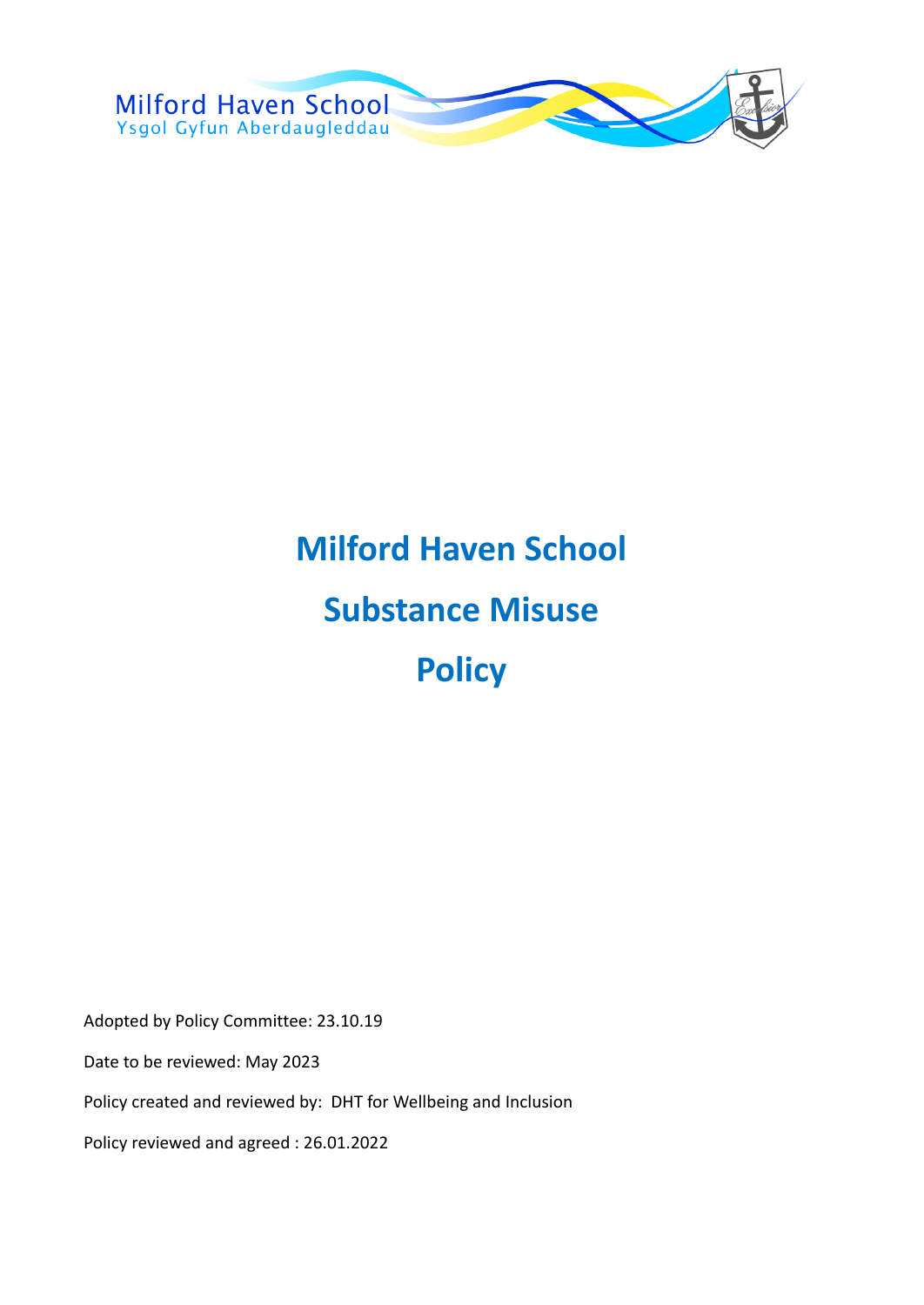Milford Haven School
Ysgol Gyfun Aberdaugleddau

# Milford Haven School

# Substance Misuse

# Policy

Adopted by Policy Committee: 23.10.19

Date to be reviewed: May 2023

Policy created and reviewed by: DHT for Wellbeing and Inclusion

Policy reviewed and agreed : 26.01.2022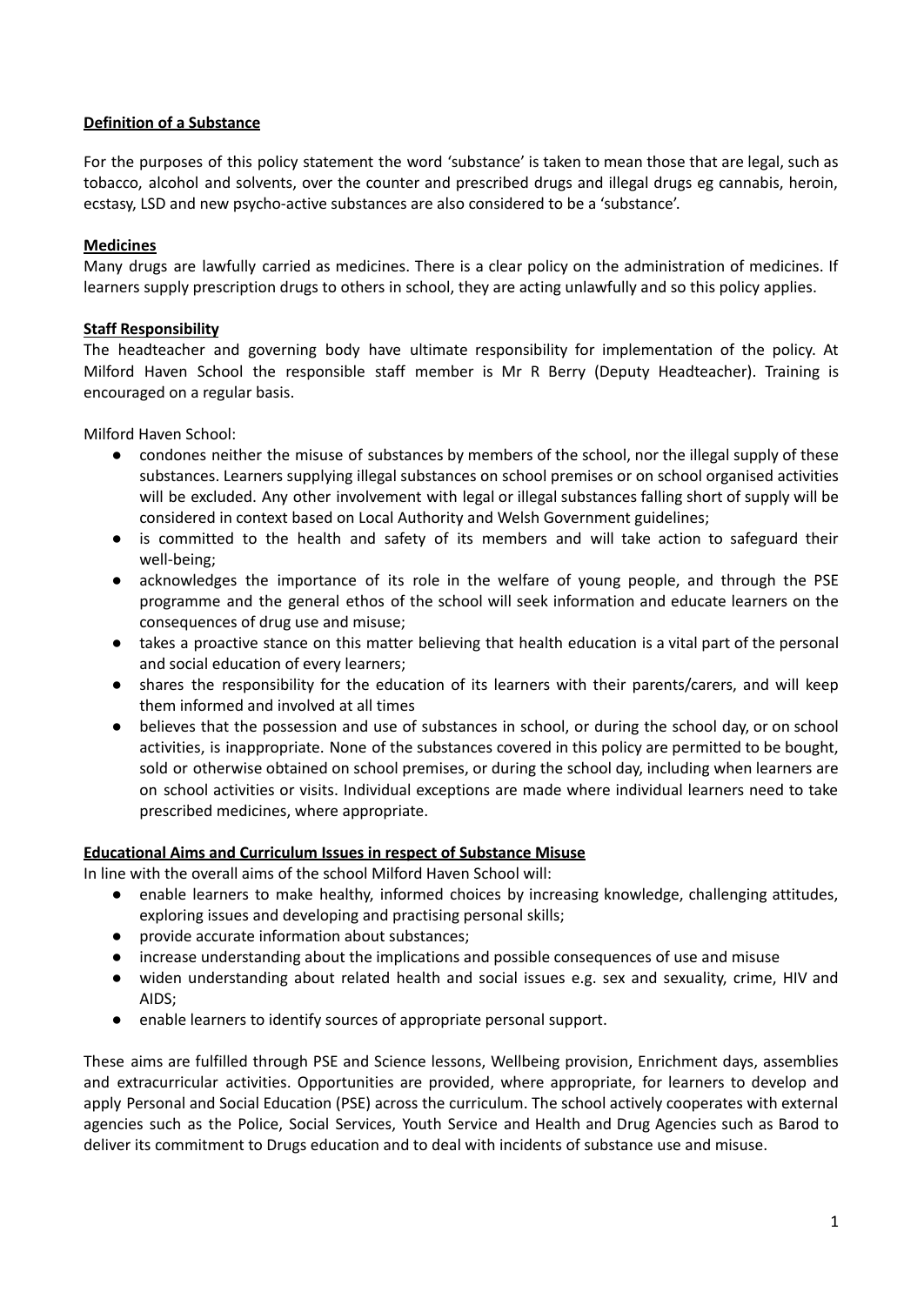**Definition of a Substance**

For the purposes of this policy statement the word 'substance' is taken to mean those that are legal, such as tobacco, alcohol and solvents, over the counter and prescribed drugs and illegal drugs eg cannabis, heroin, ecstasy, LSD and new psycho-active substances are also considered to be a 'substance'.

**Medicines**

Many drugs are lawfully carried as medicines. There is a clear policy on the administration of medicines. If learners supply prescription drugs to others in school, they are acting unlawfully and so this policy applies.

**Staff Responsibility**

The headteacher and governing body have ultimate responsibility for implementation of the policy. At Milford Haven School the responsible staff member is Mr R Berry (Deputy Headteacher). Training is encouraged on a regular basis.

Milford Haven School:

- condones neither the misuse of substances by members of the school, nor the illegal supply of these substances. Learners supplying illegal substances on school premises or on school organised activities will be excluded. Any other involvement with legal or illegal substances falling short of supply will be considered in context based on Local Authority and Welsh Government guidelines;
- is committed to the health and safety of its members and will take action to safeguard their well-being;
- acknowledges the importance of its role in the welfare of young people, and through the PSE programme and the general ethos of the school will seek information and educate learners on the consequences of drug use and misuse;
- takes a proactive stance on this matter believing that health education is a vital part of the personal and social education of every learners;
- shares the responsibility for the education of its learners with their parents/carers, and will keep them informed and involved at all times
- believes that the possession and use of substances in school, or during the school day, or on school activities, is inappropriate. None of the substances covered in this policy are permitted to be bought, sold or otherwise obtained on school premises, or during the school day, including when learners are on school activities or visits. Individual exceptions are made where individual learners need to take prescribed medicines, where appropriate.

**Educational Aims and Curriculum Issues in respect of Substance Misuse**

In line with the overall aims of the school Milford Haven School will:

- enable learners to make healthy, informed choices by increasing knowledge, challenging attitudes, exploring issues and developing and practising personal skills;
- provide accurate information about substances;
- increase understanding about the implications and possible consequences of use and misuse
- widen understanding about related health and social issues e.g. sex and sexuality, crime, HIV and AIDS;
- enable learners to identify sources of appropriate personal support.

These aims are fulfilled through PSE and Science lessons, Wellbeing provision, Enrichment days, assemblies and extracurricular activities. Opportunities are provided, where appropriate, for learners to develop and apply Personal and Social Education (PSE) across the curriculum. The school actively cooperates with external agencies such as the Police, Social Services, Youth Service and Health and Drug Agencies such as Barod to deliver its commitment to Drugs education and to deal with incidents of substance use and misuse.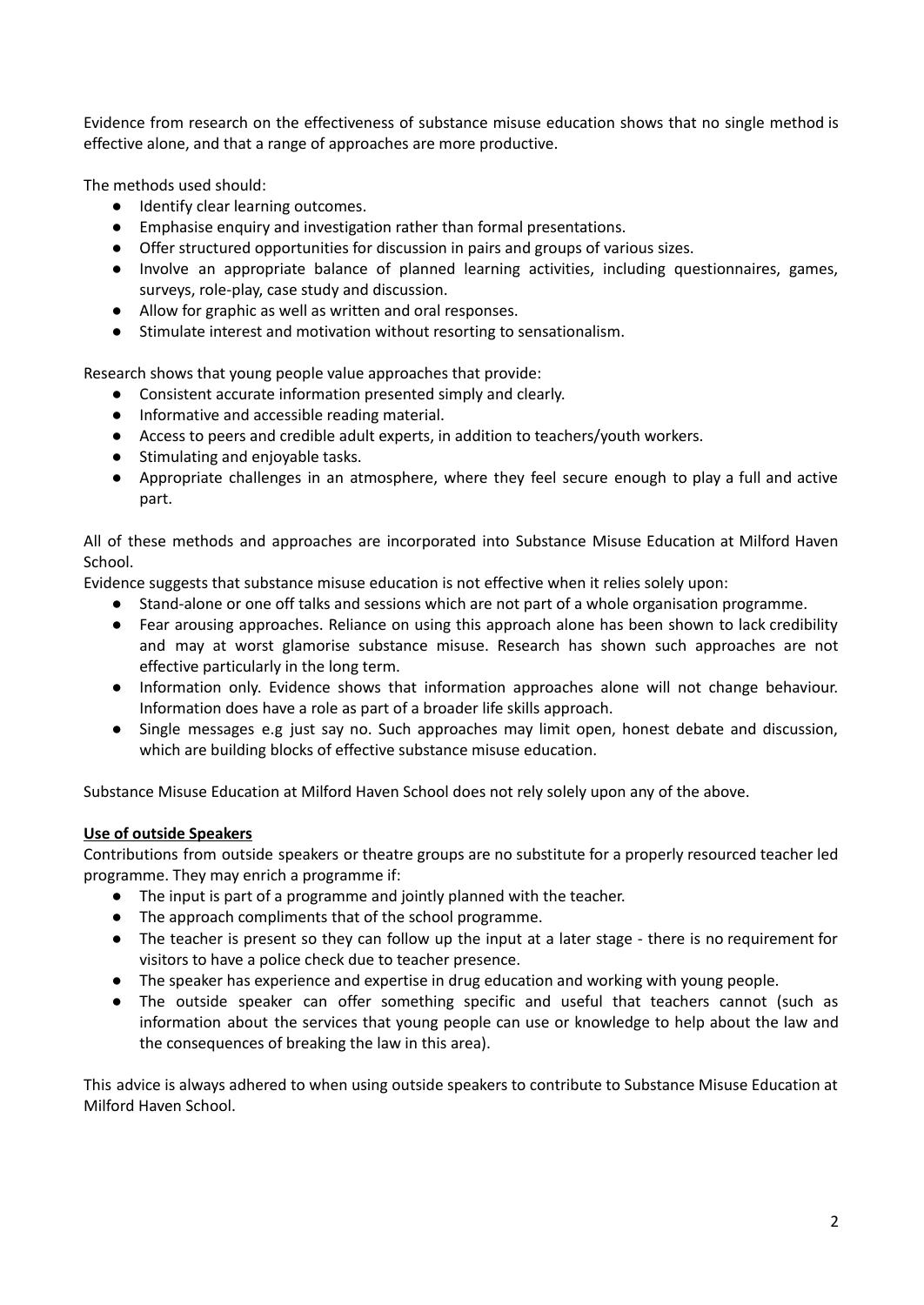Evidence from research on the effectiveness of substance misuse education shows that no single method is effective alone, and that a range of approaches are more productive.

The methods used should:

- Identify clear learning outcomes.
- Emphasise enquiry and investigation rather than formal presentations.
- Offer structured opportunities for discussion in pairs and groups of various sizes.
- Involve an appropriate balance of planned learning activities, including questionnaires, games, surveys, role-play, case study and discussion.
- Allow for graphic as well as written and oral responses.
- Stimulate interest and motivation without resorting to sensationalism.

Research shows that young people value approaches that provide:

- Consistent accurate information presented simply and clearly.
- Informative and accessible reading material.
- Access to peers and credible adult experts, in addition to teachers/youth workers.
- Stimulating and enjoyable tasks.
- Appropriate challenges in an atmosphere, where they feel secure enough to play a full and active part.

All of these methods and approaches are incorporated into Substance Misuse Education at Milford Haven School.

Evidence suggests that substance misuse education is not effective when it relies solely upon:

- Stand-alone or one off talks and sessions which are not part of a whole organisation programme.
- Fear arousing approaches. Reliance on using this approach alone has been shown to lack credibility and may at worst glamorise substance misuse. Research has shown such approaches are not effective particularly in the long term.
- Information only. Evidence shows that information approaches alone will not change behaviour. Information does have a role as part of a broader life skills approach.
- Single messages e.g just say no. Such approaches may limit open, honest debate and discussion, which are building blocks of effective substance misuse education.

Substance Misuse Education at Milford Haven School does not rely solely upon any of the above.

**<u>Use of outside Speakers</u>**

Contributions from outside speakers or theatre groups are no substitute for a properly resourced teacher led programme. They may enrich a programme if:

- The input is part of a programme and jointly planned with the teacher.
- The approach compliments that of the school programme.
- The teacher is present so they can follow up the input at a later stage - there is no requirement for visitors to have a police check due to teacher presence.
- The speaker has experience and expertise in drug education and working with young people.
- The outside speaker can offer something specific and useful that teachers cannot (such as information about the services that young people can use or knowledge to help about the law and the consequences of breaking the law in this area).

This advice is always adhered to when using outside speakers to contribute to Substance Misuse Education at Milford Haven School.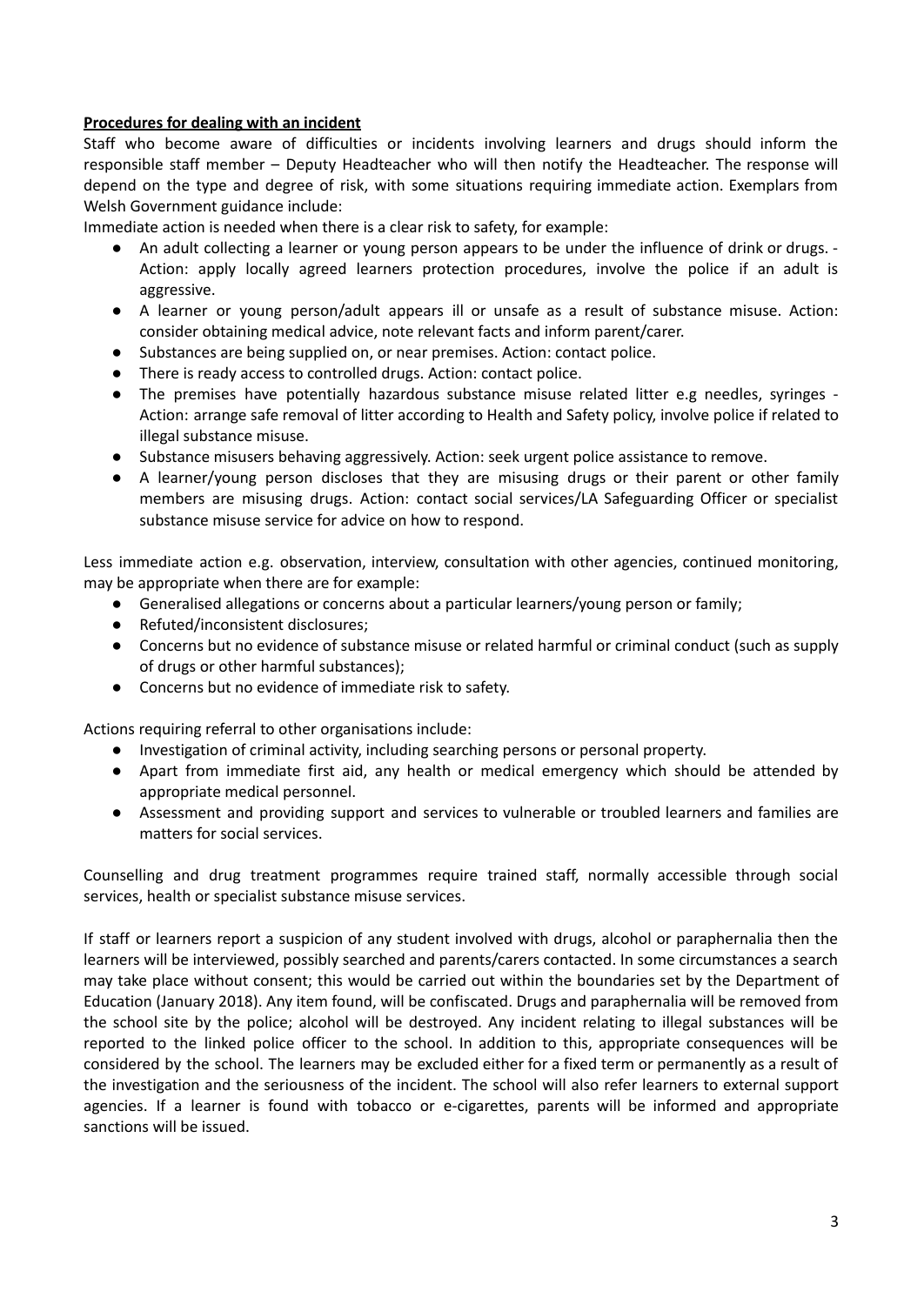**Procedures for dealing with an incident**

Staff who become aware of difficulties or incidents involving learners and drugs should inform the responsible staff member – Deputy Headteacher who will then notify the Headteacher. The response will depend on the type and degree of risk, with some situations requiring immediate action. Exemplars from Welsh Government guidance include:

Immediate action is needed when there is a clear risk to safety, for example:

- An adult collecting a learner or young person appears to be under the influence of drink or drugs. - Action: apply locally agreed learners protection procedures, involve the police if an adult is aggressive.
- A learner or young person/adult appears ill or unsafe as a result of substance misuse. Action: consider obtaining medical advice, note relevant facts and inform parent/carer.
- Substances are being supplied on, or near premises. Action: contact police.
- There is ready access to controlled drugs. Action: contact police.
- The premises have potentially hazardous substance misuse related litter e.g needles, syringes - Action: arrange safe removal of litter according to Health and Safety policy, involve police if related to illegal substance misuse.
- Substance misusers behaving aggressively. Action: seek urgent police assistance to remove.
- A learner/young person discloses that they are misusing drugs or their parent or other family members are misusing drugs. Action: contact social services/LA Safeguarding Officer or specialist substance misuse service for advice on how to respond.

Less immediate action e.g. observation, interview, consultation with other agencies, continued monitoring, may be appropriate when there are for example:

- Generalised allegations or concerns about a particular learners/young person or family;
- Refuted/inconsistent disclosures;
- Concerns but no evidence of substance misuse or related harmful or criminal conduct (such as supply of drugs or other harmful substances);
- Concerns but no evidence of immediate risk to safety.

Actions requiring referral to other organisations include:

- Investigation of criminal activity, including searching persons or personal property.
- Apart from immediate first aid, any health or medical emergency which should be attended by appropriate medical personnel.
- Assessment and providing support and services to vulnerable or troubled learners and families are matters for social services.

Counselling and drug treatment programmes require trained staff, normally accessible through social services, health or specialist substance misuse services.

If staff or learners report a suspicion of any student involved with drugs, alcohol or paraphernalia then the learners will be interviewed, possibly searched and parents/carers contacted. In some circumstances a search may take place without consent; this would be carried out within the boundaries set by the Department of Education (January 2018). Any item found, will be confiscated. Drugs and paraphernalia will be removed from the school site by the police; alcohol will be destroyed. Any incident relating to illegal substances will be reported to the linked police officer to the school. In addition to this, appropriate consequences will be considered by the school. The learners may be excluded either for a fixed term or permanently as a result of the investigation and the seriousness of the incident. The school will also refer learners to external support agencies. If a learner is found with tobacco or e-cigarettes, parents will be informed and appropriate sanctions will be issued.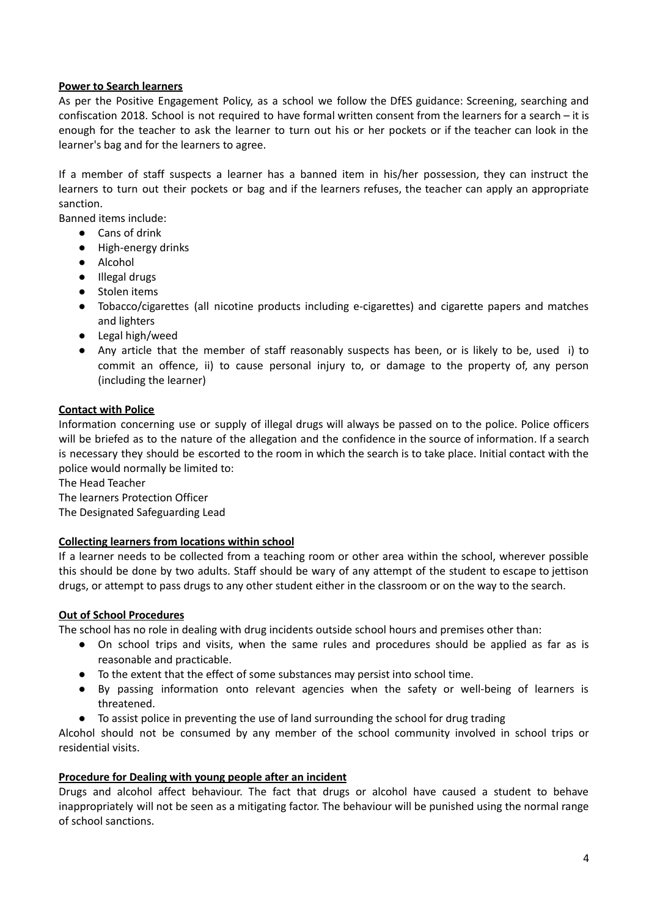**Power to Search learners**

As per the Positive Engagement Policy, as a school we follow the DfES guidance: Screening, searching and confiscation 2018. School is not required to have formal written consent from the learners for a search – it is enough for the teacher to ask the learner to turn out his or her pockets or if the teacher can look in the learner's bag and for the learners to agree.

If a member of staff suspects a learner has a banned item in his/her possession, they can instruct the learners to turn out their pockets or bag and if the learners refuses, the teacher can apply an appropriate sanction.

Banned items include:

- Cans of drink
- High-energy drinks
- Alcohol
- Illegal drugs
- Stolen items
- Tobacco/cigarettes (all nicotine products including e-cigarettes) and cigarette papers and matches and lighters
- Legal high/weed
- Any article that the member of staff reasonably suspects has been, or is likely to be, used i) to commit an offence, ii) to cause personal injury to, or damage to the property of, any person (including the learner)

**Contact with Police**

Information concerning use or supply of illegal drugs will always be passed on to the police. Police officers will be briefed as to the nature of the allegation and the confidence in the source of information. If a search is necessary they should be escorted to the room in which the search is to take place. Initial contact with the police would normally be limited to:

The Head Teacher
The learners Protection Officer
The Designated Safeguarding Lead

**Collecting learners from locations within school**

If a learner needs to be collected from a teaching room or other area within the school, wherever possible this should be done by two adults. Staff should be wary of any attempt of the student to escape to jettison drugs, or attempt to pass drugs to any other student either in the classroom or on the way to the search.

**Out of School Procedures**

The school has no role in dealing with drug incidents outside school hours and premises other than:

- On school trips and visits, when the same rules and procedures should be applied as far as is reasonable and practicable.
- To the extent that the effect of some substances may persist into school time.
- By passing information onto relevant agencies when the safety or well-being of learners is threatened.
- To assist police in preventing the use of land surrounding the school for drug trading

Alcohol should not be consumed by any member of the school community involved in school trips or residential visits.

**Procedure for Dealing with young people after an incident**

Drugs and alcohol affect behaviour. The fact that drugs or alcohol have caused a student to behave inappropriately will not be seen as a mitigating factor. The behaviour will be punished using the normal range of school sanctions.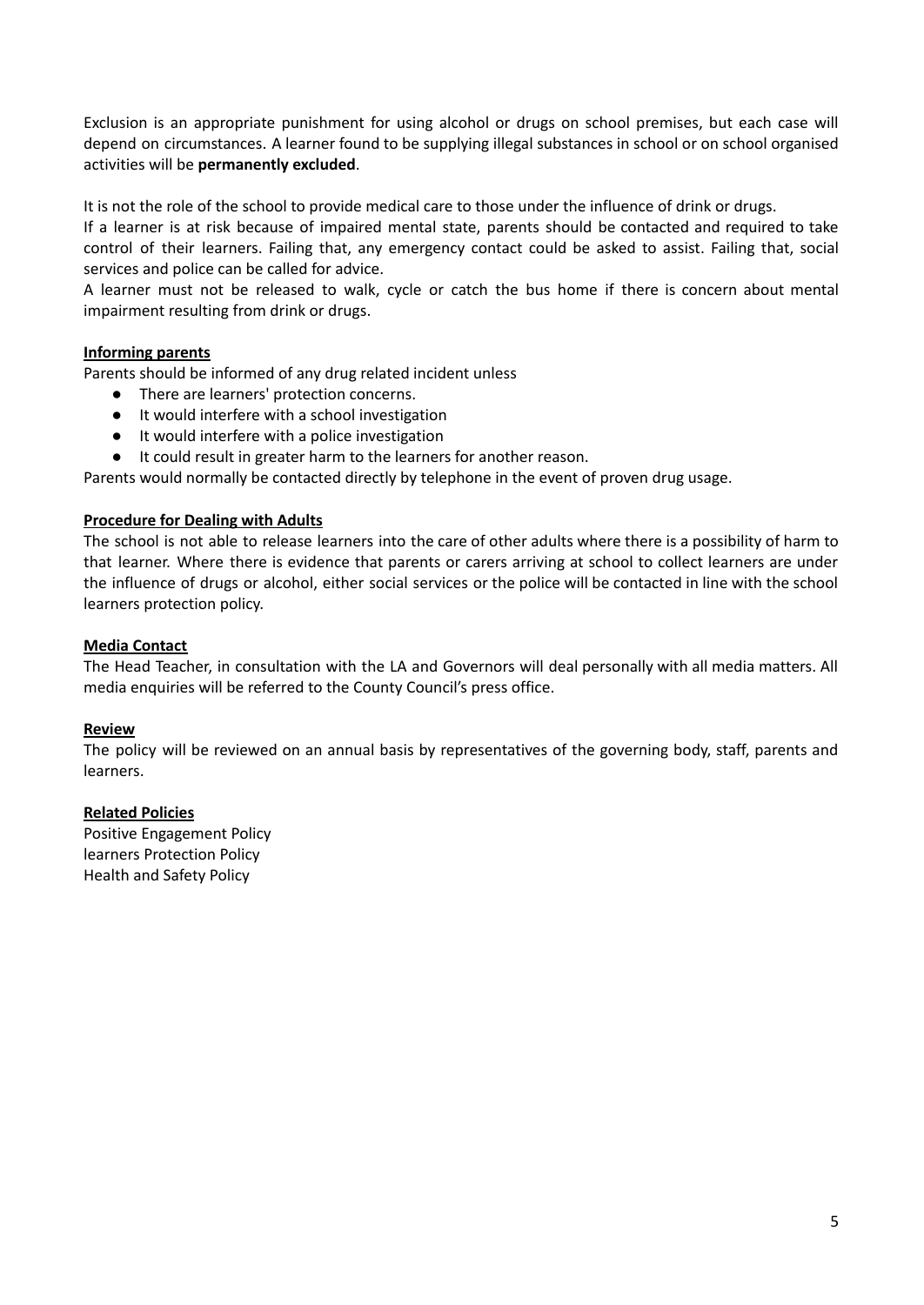Exclusion is an appropriate punishment for using alcohol or drugs on school premises, but each case will depend on circumstances. A learner found to be supplying illegal substances in school or on school organised activities will be **permanently excluded**.

It is not the role of the school to provide medical care to those under the influence of drink or drugs.
If a learner is at risk because of impaired mental state, parents should be contacted and required to take control of their learners. Failing that, any emergency contact could be asked to assist. Failing that, social services and police can be called for advice.
A learner must not be released to walk, cycle or catch the bus home if there is concern about mental impairment resulting from drink or drugs.

**Informing parents**

Parents should be informed of any drug related incident unless

- There are learners' protection concerns.
- It would interfere with a school investigation
- It would interfere with a police investigation
- It could result in greater harm to the learners for another reason.

Parents would normally be contacted directly by telephone in the event of proven drug usage.

**Procedure for Dealing with Adults**

The school is not able to release learners into the care of other adults where there is a possibility of harm to that learner. Where there is evidence that parents or carers arriving at school to collect learners are under the influence of drugs or alcohol, either social services or the police will be contacted in line with the school learners protection policy.

**Media Contact**

The Head Teacher, in consultation with the LA and Governors will deal personally with all media matters. All media enquiries will be referred to the County Council's press office.

**Review**

The policy will be reviewed on an annual basis by representatives of the governing body, staff, parents and learners.

**Related Policies**

Positive Engagement Policy
learners Protection Policy
Health and Safety Policy